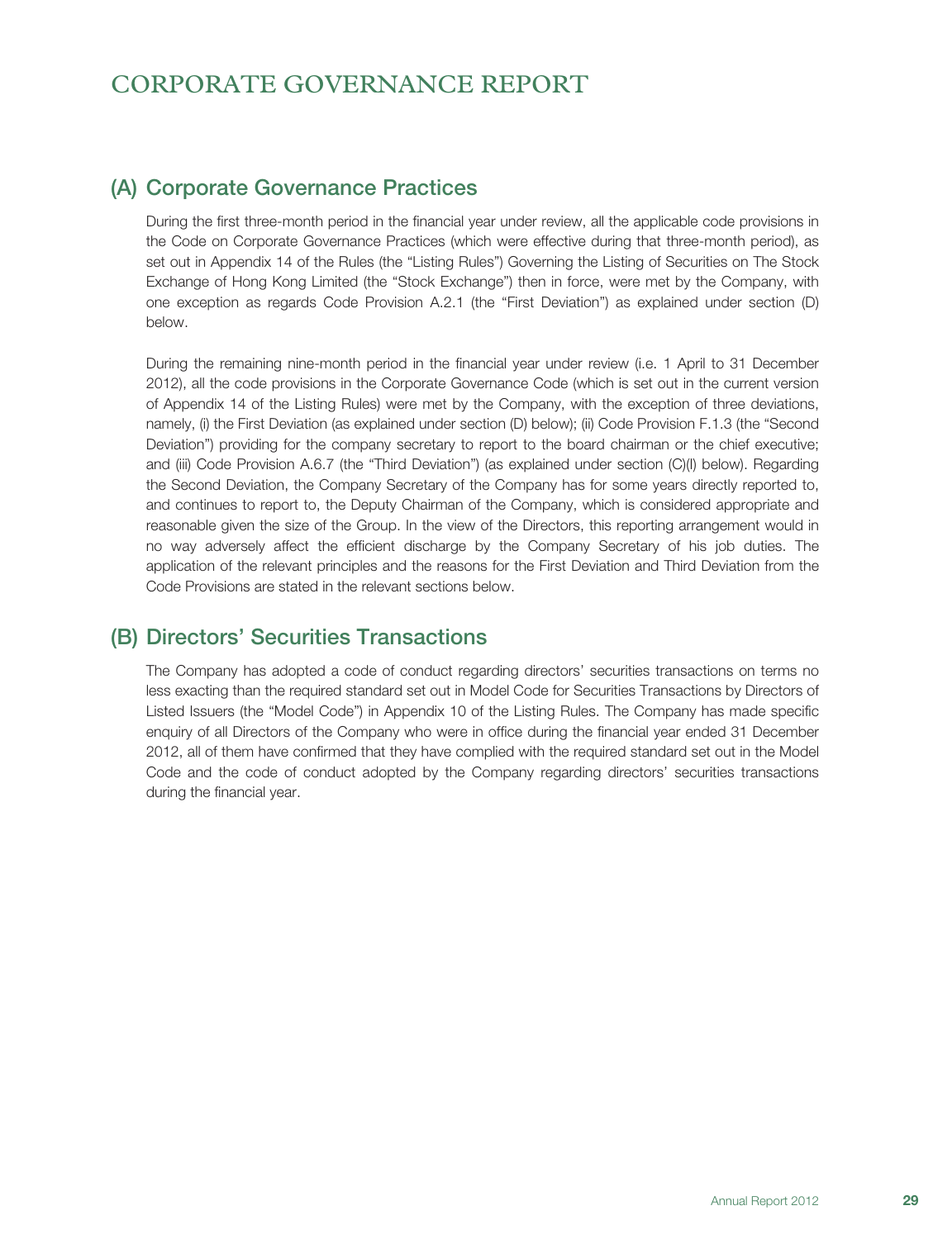# CORPORATE GOVERNANCE REPORT

## (A) Corporate Governance Practices

During the first three-month period in the financial year under review, all the applicable code provisions in the Code on Corporate Governance Practices (which were effective during that three-month period), as set out in Appendix 14 of the Rules (the "Listing Rules") Governing the Listing of Securities on The Stock Exchange of Hong Kong Limited (the "Stock Exchange") then in force, were met by the Company, with one exception as regards Code Provision A.2.1 (the "First Deviation") as explained under section (D) below.

During the remaining nine-month period in the financial year under review (i.e. 1 April to 31 December 2012), all the code provisions in the Corporate Governance Code (which is set out in the current version of Appendix 14 of the Listing Rules) were met by the Company, with the exception of three deviations, namely, (i) the First Deviation (as explained under section (D) below); (ii) Code Provision F.1.3 (the "Second Deviation") providing for the company secretary to report to the board chairman or the chief executive; and (iii) Code Provision A.6.7 (the "Third Deviation") (as explained under section (C)(I) below). Regarding the Second Deviation, the Company Secretary of the Company has for some years directly reported to, and continues to report to, the Deputy Chairman of the Company, which is considered appropriate and reasonable given the size of the Group. In the view of the Directors, this reporting arrangement would in no way adversely affect the efficient discharge by the Company Secretary of his job duties. The application of the relevant principles and the reasons for the First Deviation and Third Deviation from the Code Provisions are stated in the relevant sections below.

## (B) Directors' Securities Transactions

The Company has adopted a code of conduct regarding directors' securities transactions on terms no less exacting than the required standard set out in Model Code for Securities Transactions by Directors of Listed Issuers (the "Model Code") in Appendix 10 of the Listing Rules. The Company has made specific enquiry of all Directors of the Company who were in office during the financial year ended 31 December 2012, all of them have confirmed that they have complied with the required standard set out in the Model Code and the code of conduct adopted by the Company regarding directors' securities transactions during the financial year.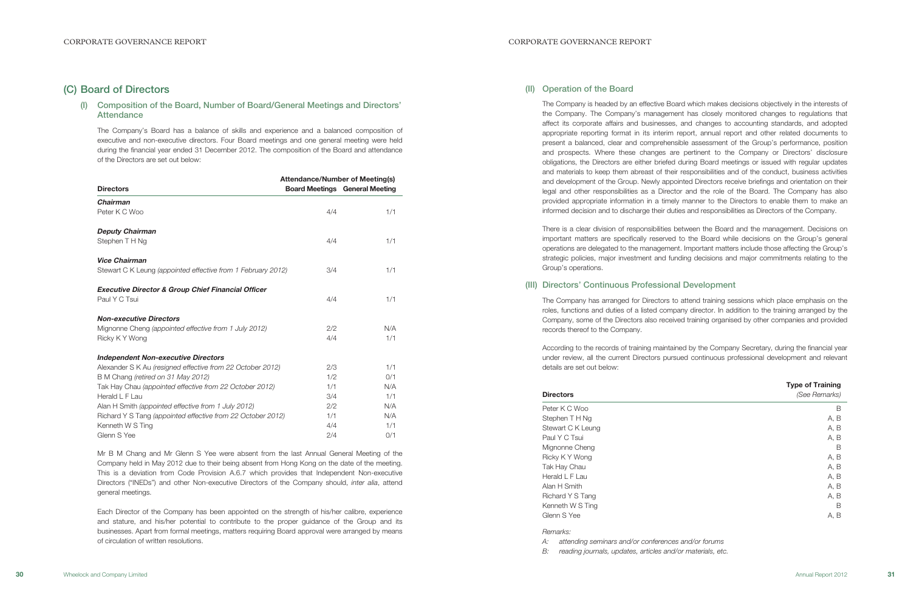## (C) Board of Directors

### (I) Composition of the Board, Number of Board/General Meetings and Directors' Attendance

The Company's Board has a balance of skills and experience and a balanced composition of executive and non-executive directors. Four Board meetings and one general meeting were held during the financial year ended 31 December 2012. The composition of the Board and attendance of the Directors are set out below:

| Directors | Attendance/Number of Meeting(s) | |
|---|---|---|
| | Board Meetings | General Meeting |
| ***Chairman*** | | |
| Peter K C Woo | 4/4 | 1/1 |
| ***Deputy Chairman*** | | |
| Stephen T H Ng | 4/4 | 1/1 |
| ***Vice Chairman*** | | |
| Stewart C K Leung *(appointed effective from 1 February 2012)* | 3/4 | 1/1 |
| ***Executive Director & Group Chief Financial Officer*** | | |
| Paul Y C Tsui | 4/4 | 1/1 |
| ***Non-executive Directors*** | | |
| Mignonne Cheng *(appointed effective from 1 July 2012)* | 2/2 | N/A |
| Ricky K Y Wong | 4/4 | 1/1 |
| ***Independent Non-executive Directors*** | | |
| Alexander S K Au *(resigned effective from 22 October 2012)* | 2/3 | 1/1 |
| B M Chang *(retired on 31 May 2012)* | 1/2 | 0/1 |
| Tak Hay Chau *(appointed effective from 22 October 2012)* | 1/1 | N/A |
| Herald L F Lau | 3/4 | 1/1 |
| Alan H Smith *(appointed effective from 1 July 2012)* | 2/2 | N/A |
| Richard Y S Tang *(appointed effective from 22 October 2012)* | 1/1 | N/A |
| Kenneth W S Ting | 4/4 | 1/1 |
| Glenn S Yee | 2/4 | 0/1 |

Mr B M Chang and Mr Glenn S Yee were absent from the last Annual General Meeting of the Company held in May 2012 due to their being absent from Hong Kong on the date of the meeting. This is a deviation from Code Provision A.6.7 which provides that Independent Non-executive Directors ("INEDs") and other Non-executive Directors of the Company should, *inter alia*, attend general meetings.

Each Director of the Company has been appointed on the strength of his/her calibre, experience and stature, and his/her potential to contribute to the proper guidance of the Group and its businesses. Apart from formal meetings, matters requiring Board approval were arranged by means of circulation of written resolutions.

### (II) Operation of the Board

The Company is headed by an effective Board which makes decisions objectively in the interests of the Company. The Company's management has closely monitored changes to regulations that affect its corporate affairs and businesses, and changes to accounting standards, and adopted appropriate reporting format in its interim report, annual report and other related documents to present a balanced, clear and comprehensible assessment of the Group's performance, position and prospects. Where these changes are pertinent to the Company or Directors' disclosure obligations, the Directors are either briefed during Board meetings or issued with regular updates and materials to keep them abreast of their responsibilities and of the conduct, business activities and development of the Group. Newly appointed Directors receive briefings and orientation on their legal and other responsibilities as a Director and the role of the Board. The Company has also provided appropriate information in a timely manner to the Directors to enable them to make an informed decision and to discharge their duties and responsibilities as Directors of the Company.

There is a clear division of responsibilities between the Board and the management. Decisions on important matters are specifically reserved to the Board while decisions on the Group's general operations are delegated to the management. Important matters include those affecting the Group's strategic policies, major investment and funding decisions and major commitments relating to the Group's operations.

### (III) Directors' Continuous Professional Development

The Company has arranged for Directors to attend training sessions which place emphasis on the roles, functions and duties of a listed company director. In addition to the training arranged by the Company, some of the Directors also received training organised by other companies and provided records thereof to the Company.

According to the records of training maintained by the Company Secretary, during the financial year under review, all the current Directors pursued continuous professional development and relevant details are set out below:

| Directors | Type of Training *(See Remarks)* |
|---|---|
| Peter K C Woo | B |
| Stephen T H Ng | A, B |
| Stewart C K Leung | A, B |
| Paul Y C Tsui | A, B |
| Mignonne Cheng | B |
| Ricky K Y Wong | A, B |
| Tak Hay Chau | A, B |
| Herald L F Lau | A, B |
| Alan H Smith | A, B |
| Richard Y S Tang | A, B |
| Kenneth W S Ting | B |
| Glenn S Yee | A, B |

*Remarks:*

*A: attending seminars and/or conferences and/or forums*

*B: reading journals, updates, articles and/or materials, etc.*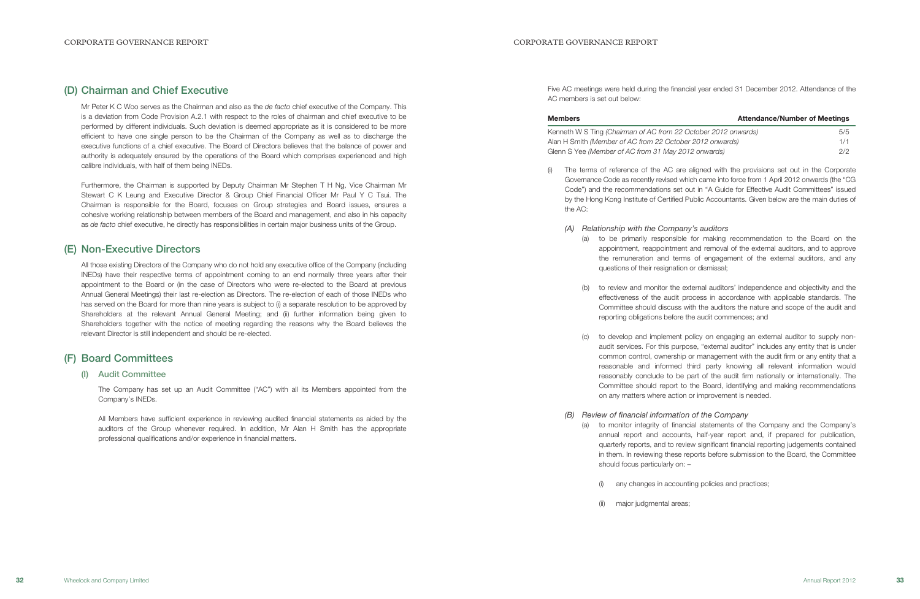## (D) Chairman and Chief Executive

Mr Peter K C Woo serves as the Chairman and also as the *de facto* chief executive of the Company. This is a deviation from Code Provision A.2.1 with respect to the roles of chairman and chief executive to be performed by different individuals. Such deviation is deemed appropriate as it is considered to be more efficient to have one single person to be the Chairman of the Company as well as to discharge the executive functions of a chief executive. The Board of Directors believes that the balance of power and authority is adequately ensured by the operations of the Board which comprises experienced and high calibre individuals, with half of them being INEDs.

Furthermore, the Chairman is supported by Deputy Chairman Mr Stephen T H Ng, Vice Chairman Mr Stewart C K Leung and Executive Director & Group Chief Financial Officer Mr Paul Y C Tsui. The Chairman is responsible for the Board, focuses on Group strategies and Board issues, ensures a cohesive working relationship between members of the Board and management, and also in his capacity as *de facto* chief executive, he directly has responsibilities in certain major business units of the Group.

## (E) Non-Executive Directors

All those existing Directors of the Company who do not hold any executive office of the Company (including INEDs) have their respective terms of appointment coming to an end normally three years after their appointment to the Board or (in the case of Directors who were re-elected to the Board at previous Annual General Meetings) their last re-election as Directors. The re-election of each of those INEDs who has served on the Board for more than nine years is subject to (i) a separate resolution to be approved by Shareholders at the relevant Annual General Meeting; and (ii) further information being given to Shareholders together with the notice of meeting regarding the reasons why the Board believes the relevant Director is still independent and should be re-elected.

## (F) Board Committees

### (I) Audit Committee

The Company has set up an Audit Committee ("AC") with all its Members appointed from the Company's INEDs.

All Members have sufficient experience in reviewing audited financial statements as aided by the auditors of the Group whenever required. In addition, Mr Alan H Smith has the appropriate professional qualifications and/or experience in financial matters.

Five AC meetings were held during the financial year ended 31 December 2012. Attendance of the AC members is set out below:

| Members | Attendance/Number of Meetings |
|---|---|
| Kenneth W S Ting *(Chairman of AC from 22 October 2012 onwards)* | 5/5 |
| Alan H Smith *(Member of AC from 22 October 2012 onwards)* | 1/1 |
| Glenn S Yee *(Member of AC from 31 May 2012 onwards)* | 2/2 |

(i) The terms of reference of the AC are aligned with the provisions set out in the Corporate Governance Code as recently revised which came into force from 1 April 2012 onwards (the "CG Code") and the recommendations set out in "A Guide for Effective Audit Committees" issued by the Hong Kong Institute of Certified Public Accountants. Given below are the main duties of the AC:

*(A) Relationship with the Company's auditors*

(a) to be primarily responsible for making recommendation to the Board on the appointment, reappointment and removal of the external auditors, and to approve the remuneration and terms of engagement of the external auditors, and any questions of their resignation or dismissal;

(b) to review and monitor the external auditors' independence and objectivity and the effectiveness of the audit process in accordance with applicable standards. The Committee should discuss with the auditors the nature and scope of the audit and reporting obligations before the audit commences; and

(c) to develop and implement policy on engaging an external auditor to supply non-audit services. For this purpose, "external auditor" includes any entity that is under common control, ownership or management with the audit firm or any entity that a reasonable and informed third party knowing all relevant information would reasonably conclude to be part of the audit firm nationally or internationally. The Committee should report to the Board, identifying and making recommendations on any matters where action or improvement is needed.

*(B) Review of financial information of the Company*

(a) to monitor integrity of financial statements of the Company and the Company's annual report and accounts, half-year report and, if prepared for publication, quarterly reports, and to review significant financial reporting judgements contained in them. In reviewing these reports before submission to the Board, the Committee should focus particularly on: –

(i) any changes in accounting policies and practices;

(ii) major judgmental areas;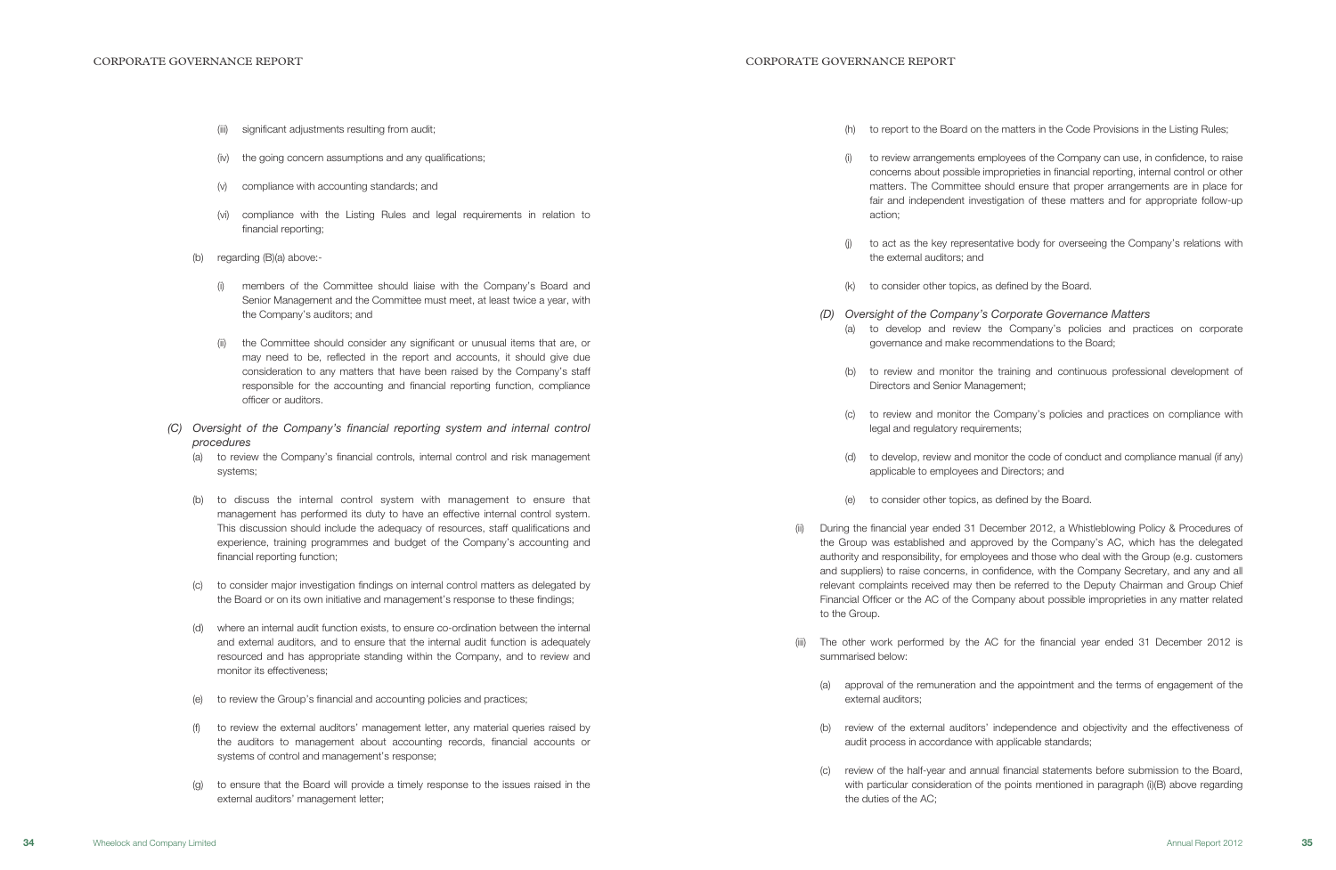(iii) significant adjustments resulting from audit;

(iv) the going concern assumptions and any qualifications;

(v) compliance with accounting standards; and

(vi) compliance with the Listing Rules and legal requirements in relation to financial reporting;

(b) regarding (B)(a) above:-

(i) members of the Committee should liaise with the Company's Board and Senior Management and the Committee must meet, at least twice a year, with the Company's auditors; and

(ii) the Committee should consider any significant or unusual items that are, or may need to be, reflected in the report and accounts, it should give due consideration to any matters that have been raised by the Company's staff responsible for the accounting and financial reporting function, compliance officer or auditors.

*(C) Oversight of the Company's financial reporting system and internal control procedures*

(a) to review the Company's financial controls, internal control and risk management systems;

(b) to discuss the internal control system with management to ensure that management has performed its duty to have an effective internal control system. This discussion should include the adequacy of resources, staff qualifications and experience, training programmes and budget of the Company's accounting and financial reporting function;

(c) to consider major investigation findings on internal control matters as delegated by the Board or on its own initiative and management's response to these findings;

(d) where an internal audit function exists, to ensure co-ordination between the internal and external auditors, and to ensure that the internal audit function is adequately resourced and has appropriate standing within the Company, and to review and monitor its effectiveness;

(e) to review the Group's financial and accounting policies and practices;

(f) to review the external auditors' management letter, any material queries raised by the auditors to management about accounting records, financial accounts or systems of control and management's response;

(g) to ensure that the Board will provide a timely response to the issues raised in the external auditors' management letter;

(h) to report to the Board on the matters in the Code Provisions in the Listing Rules;

(i) to review arrangements employees of the Company can use, in confidence, to raise concerns about possible improprieties in financial reporting, internal control or other matters. The Committee should ensure that proper arrangements are in place for fair and independent investigation of these matters and for appropriate follow-up action;

(j) to act as the key representative body for overseeing the Company's relations with the external auditors; and

(k) to consider other topics, as defined by the Board.

*(D) Oversight of the Company's Corporate Governance Matters*

(a) to develop and review the Company's policies and practices on corporate governance and make recommendations to the Board;

(b) to review and monitor the training and continuous professional development of Directors and Senior Management;

(c) to review and monitor the Company's policies and practices on compliance with legal and regulatory requirements;

(d) to develop, review and monitor the code of conduct and compliance manual (if any) applicable to employees and Directors; and

(e) to consider other topics, as defined by the Board.

(ii) During the financial year ended 31 December 2012, a Whistleblowing Policy & Procedures of the Group was established and approved by the Company's AC, which has the delegated authority and responsibility, for employees and those who deal with the Group (e.g. customers and suppliers) to raise concerns, in confidence, with the Company Secretary, and any and all relevant complaints received may then be referred to the Deputy Chairman and Group Chief Financial Officer or the AC of the Company about possible improprieties in any matter related to the Group.

(iii) The other work performed by the AC for the financial year ended 31 December 2012 is summarised below:

(a) approval of the remuneration and the appointment and the terms of engagement of the external auditors;

(b) review of the external auditors' independence and objectivity and the effectiveness of audit process in accordance with applicable standards;

(c) review of the half-year and annual financial statements before submission to the Board, with particular consideration of the points mentioned in paragraph (i)(B) above regarding the duties of the AC;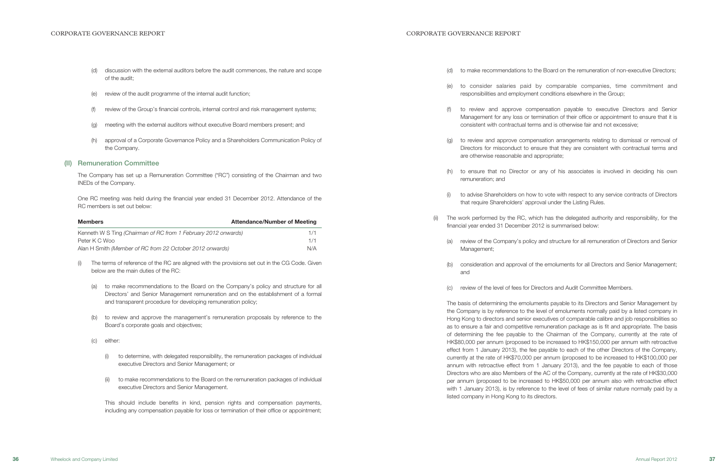(d) discussion with the external auditors before the audit commences, the nature and scope of the audit;

(e) review of the audit programme of the internal audit function;

(f) review of the Group's financial controls, internal control and risk management systems;

(g) meeting with the external auditors without executive Board members present; and

(h) approval of a Corporate Governance Policy and a Shareholders Communication Policy of the Company.

## (II) Remuneration Committee

The Company has set up a Remuneration Committee ("RC") consisting of the Chairman and two INEDs of the Company.

One RC meeting was held during the financial year ended 31 December 2012. Attendance of the RC members is set out below:

| Members | Attendance/Number of Meeting |
|---|---|
| Kenneth W S Ting *(Chairman of RC from 1 February 2012 onwards)* | 1/1 |
| Peter K C Woo | 1/1 |
| Alan H Smith *(Member of RC from 22 October 2012 onwards)* | N/A |

(i) The terms of reference of the RC are aligned with the provisions set out in the CG Code. Given below are the main duties of the RC:

(a) to make recommendations to the Board on the Company's policy and structure for all Directors' and Senior Management remuneration and on the establishment of a formal and transparent procedure for developing remuneration policy;

(b) to review and approve the management's remuneration proposals by reference to the Board's corporate goals and objectives;

(c) either:

(i) to determine, with delegated responsibility, the remuneration packages of individual executive Directors and Senior Management; or

(ii) to make recommendations to the Board on the remuneration packages of individual executive Directors and Senior Management.

This should include benefits in kind, pension rights and compensation payments, including any compensation payable for loss or termination of their office or appointment;

(d) to make recommendations to the Board on the remuneration of non-executive Directors;

(e) to consider salaries paid by comparable companies, time commitment and responsibilities and employment conditions elsewhere in the Group;

(f) to review and approve compensation payable to executive Directors and Senior Management for any loss or termination of their office or appointment to ensure that it is consistent with contractual terms and is otherwise fair and not excessive;

(g) to review and approve compensation arrangements relating to dismissal or removal of Directors for misconduct to ensure that they are consistent with contractual terms and are otherwise reasonable and appropriate;

(h) to ensure that no Director or any of his associates is involved in deciding his own remuneration; and

(i) to advise Shareholders on how to vote with respect to any service contracts of Directors that require Shareholders' approval under the Listing Rules.

(ii) The work performed by the RC, which has the delegated authority and responsibility, for the financial year ended 31 December 2012 is summarised below:

(a) review of the Company's policy and structure for all remuneration of Directors and Senior Management;

(b) consideration and approval of the emoluments for all Directors and Senior Management; and

(c) review of the level of fees for Directors and Audit Committee Members.

The basis of determining the emoluments payable to its Directors and Senior Management by the Company is by reference to the level of emoluments normally paid by a listed company in Hong Kong to directors and senior executives of comparable calibre and job responsibilities so as to ensure a fair and competitive remuneration package as is fit and appropriate. The basis of determining the fee payable to the Chairman of the Company, currently at the rate of HK$80,000 per annum (proposed to be increased to HK$150,000 per annum with retroactive effect from 1 January 2013), the fee payable to each of the other Directors of the Company, currently at the rate of HK$70,000 per annum (proposed to be increased to HK$100,000 per annum with retroactive effect from 1 January 2013), and the fee payable to each of those Directors who are also Members of the AC of the Company, currently at the rate of HK$30,000 per annum (proposed to be increased to HK$50,000 per annum also with retroactive effect with 1 January 2013), is by reference to the level of fees of similar nature normally paid by a listed company in Hong Kong to its directors.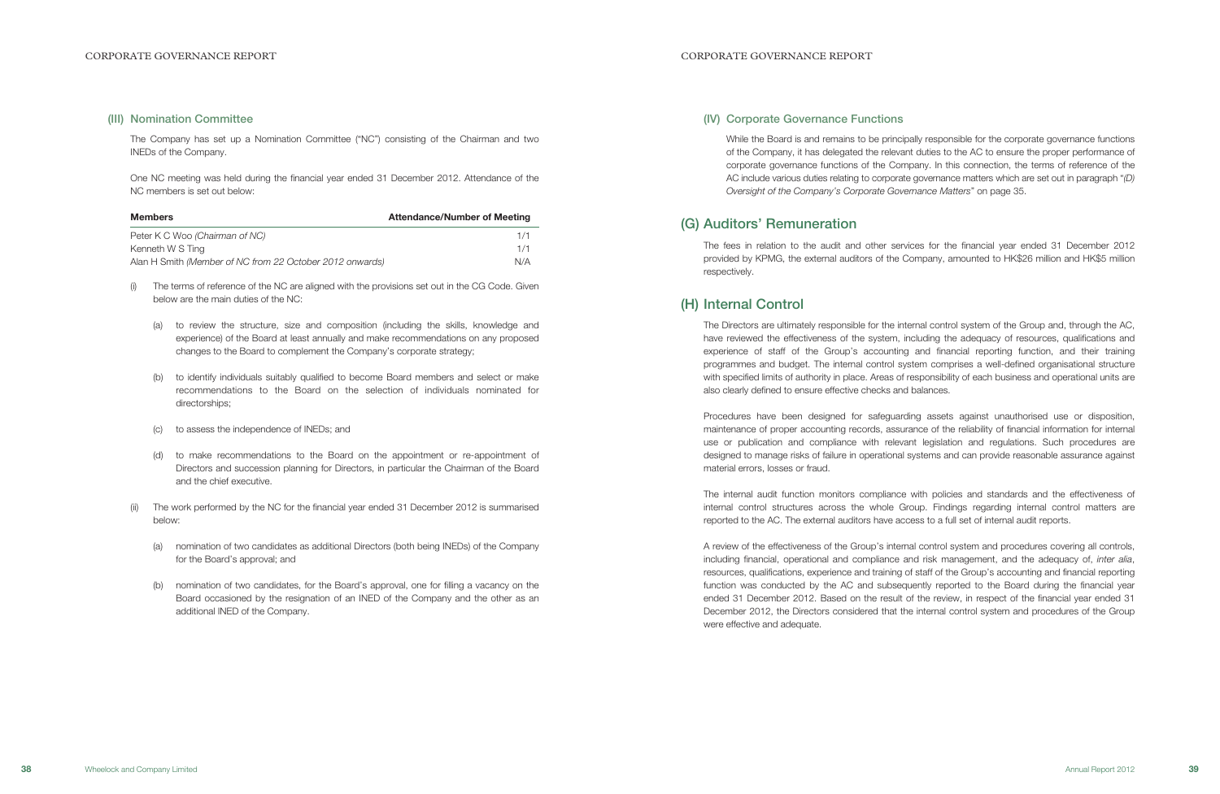### (III) Nomination Committee

The Company has set up a Nomination Committee ("NC") consisting of the Chairman and two INEDs of the Company.

One NC meeting was held during the financial year ended 31 December 2012. Attendance of the NC members is set out below:

| Members | Attendance/Number of Meeting |
|---|---|
| Peter K C Woo *(Chairman of NC)* | 1/1 |
| Kenneth W S Ting | 1/1 |
| Alan H Smith *(Member of NC from 22 October 2012 onwards)* | N/A |

(i) The terms of reference of the NC are aligned with the provisions set out in the CG Code. Given below are the main duties of the NC:

(a) to review the structure, size and composition (including the skills, knowledge and experience) of the Board at least annually and make recommendations on any proposed changes to the Board to complement the Company's corporate strategy;

(b) to identify individuals suitably qualified to become Board members and select or make recommendations to the Board on the selection of individuals nominated for directorships;

(c) to assess the independence of INEDs; and

(d) to make recommendations to the Board on the appointment or re-appointment of Directors and succession planning for Directors, in particular the Chairman of the Board and the chief executive.

(ii) The work performed by the NC for the financial year ended 31 December 2012 is summarised below:

(a) nomination of two candidates as additional Directors (both being INEDs) of the Company for the Board's approval; and

(b) nomination of two candidates, for the Board's approval, one for filling a vacancy on the Board occasioned by the resignation of an INED of the Company and the other as an additional INED of the Company.

### (IV) Corporate Governance Functions

While the Board is and remains to be principally responsible for the corporate governance functions of the Company, it has delegated the relevant duties to the AC to ensure the proper performance of corporate governance functions of the Company. In this connection, the terms of reference of the AC include various duties relating to corporate governance matters which are set out in paragraph "*(D) Oversight of the Company's Corporate Governance Matters*" on page 35.

## (G) Auditors' Remuneration

The fees in relation to the audit and other services for the financial year ended 31 December 2012 provided by KPMG, the external auditors of the Company, amounted to HK$26 million and HK$5 million respectively.

## (H) Internal Control

The Directors are ultimately responsible for the internal control system of the Group and, through the AC, have reviewed the effectiveness of the system, including the adequacy of resources, qualifications and experience of staff of the Group's accounting and financial reporting function, and their training programmes and budget. The internal control system comprises a well-defined organisational structure with specified limits of authority in place. Areas of responsibility of each business and operational units are also clearly defined to ensure effective checks and balances.

Procedures have been designed for safeguarding assets against unauthorised use or disposition, maintenance of proper accounting records, assurance of the reliability of financial information for internal use or publication and compliance with relevant legislation and regulations. Such procedures are designed to manage risks of failure in operational systems and can provide reasonable assurance against material errors, losses or fraud.

The internal audit function monitors compliance with policies and standards and the effectiveness of internal control structures across the whole Group. Findings regarding internal control matters are reported to the AC. The external auditors have access to a full set of internal audit reports.

A review of the effectiveness of the Group's internal control system and procedures covering all controls, including financial, operational and compliance and risk management, and the adequacy of, *inter alia*, resources, qualifications, experience and training of staff of the Group's accounting and financial reporting function was conducted by the AC and subsequently reported to the Board during the financial year ended 31 December 2012. Based on the result of the review, in respect of the financial year ended 31 December 2012, the Directors considered that the internal control system and procedures of the Group were effective and adequate.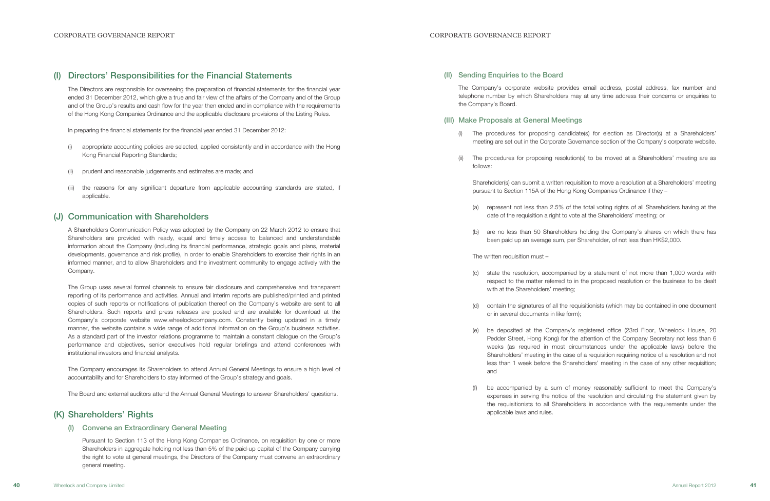## (I) Directors' Responsibilities for the Financial Statements

The Directors are responsible for overseeing the preparation of financial statements for the financial year ended 31 December 2012, which give a true and fair view of the affairs of the Company and of the Group and of the Group's results and cash flow for the year then ended and in compliance with the requirements of the Hong Kong Companies Ordinance and the applicable disclosure provisions of the Listing Rules.

In preparing the financial statements for the financial year ended 31 December 2012:

(i) appropriate accounting policies are selected, applied consistently and in accordance with the Hong Kong Financial Reporting Standards;

(ii) prudent and reasonable judgements and estimates are made; and

(iii) the reasons for any significant departure from applicable accounting standards are stated, if applicable.

## (J) Communication with Shareholders

A Shareholders Communication Policy was adopted by the Company on 22 March 2012 to ensure that Shareholders are provided with ready, equal and timely access to balanced and understandable information about the Company (including its financial performance, strategic goals and plans, material developments, governance and risk profile), in order to enable Shareholders to exercise their rights in an informed manner, and to allow Shareholders and the investment community to engage actively with the Company.

The Group uses several formal channels to ensure fair disclosure and comprehensive and transparent reporting of its performance and activities. Annual and interim reports are published/printed and printed copies of such reports or notifications of publication thereof on the Company's website are sent to all Shareholders. Such reports and press releases are posted and are available for download at the Company's corporate website www.wheelockcompany.com. Constantly being updated in a timely manner, the website contains a wide range of additional information on the Group's business activities. As a standard part of the investor relations programme to maintain a constant dialogue on the Group's performance and objectives, senior executives hold regular briefings and attend conferences with institutional investors and financial analysts.

The Company encourages its Shareholders to attend Annual General Meetings to ensure a high level of accountability and for Shareholders to stay informed of the Group's strategy and goals.

The Board and external auditors attend the Annual General Meetings to answer Shareholders' questions.

## (K) Shareholders' Rights

### (I) Convene an Extraordinary General Meeting

Pursuant to Section 113 of the Hong Kong Companies Ordinance, on requisition by one or more Shareholders in aggregate holding not less than 5% of the paid-up capital of the Company carrying the right to vote at general meetings, the Directors of the Company must convene an extraordinary general meeting.

### (II) Sending Enquiries to the Board

The Company's corporate website provides email address, postal address, fax number and telephone number by which Shareholders may at any time address their concerns or enquiries to the Company's Board.

### (III) Make Proposals at General Meetings

(i) The procedures for proposing candidate(s) for election as Director(s) at a Shareholders' meeting are set out in the Corporate Governance section of the Company's corporate website.

(ii) The procedures for proposing resolution(s) to be moved at a Shareholders' meeting are as follows:

Shareholder(s) can submit a written requisition to move a resolution at a Shareholders' meeting pursuant to Section 115A of the Hong Kong Companies Ordinance if they –

(a) represent not less than 2.5% of the total voting rights of all Shareholders having at the date of the requisition a right to vote at the Shareholders' meeting; or

(b) are no less than 50 Shareholders holding the Company's shares on which there has been paid up an average sum, per Shareholder, of not less than HK$2,000.

The written requisition must –

(c) state the resolution, accompanied by a statement of not more than 1,000 words with respect to the matter referred to in the proposed resolution or the business to be dealt with at the Shareholders' meeting;

(d) contain the signatures of all the requisitionists (which may be contained in one document or in several documents in like form);

(e) be deposited at the Company's registered office (23rd Floor, Wheelock House, 20 Pedder Street, Hong Kong) for the attention of the Company Secretary not less than 6 weeks (as required in most circumstances under the applicable laws) before the Shareholders' meeting in the case of a requisition requiring notice of a resolution and not less than 1 week before the Shareholders' meeting in the case of any other requisition; and

(f) be accompanied by a sum of money reasonably sufficient to meet the Company's expenses in serving the notice of the resolution and circulating the statement given by the requisitionists to all Shareholders in accordance with the requirements under the applicable laws and rules.